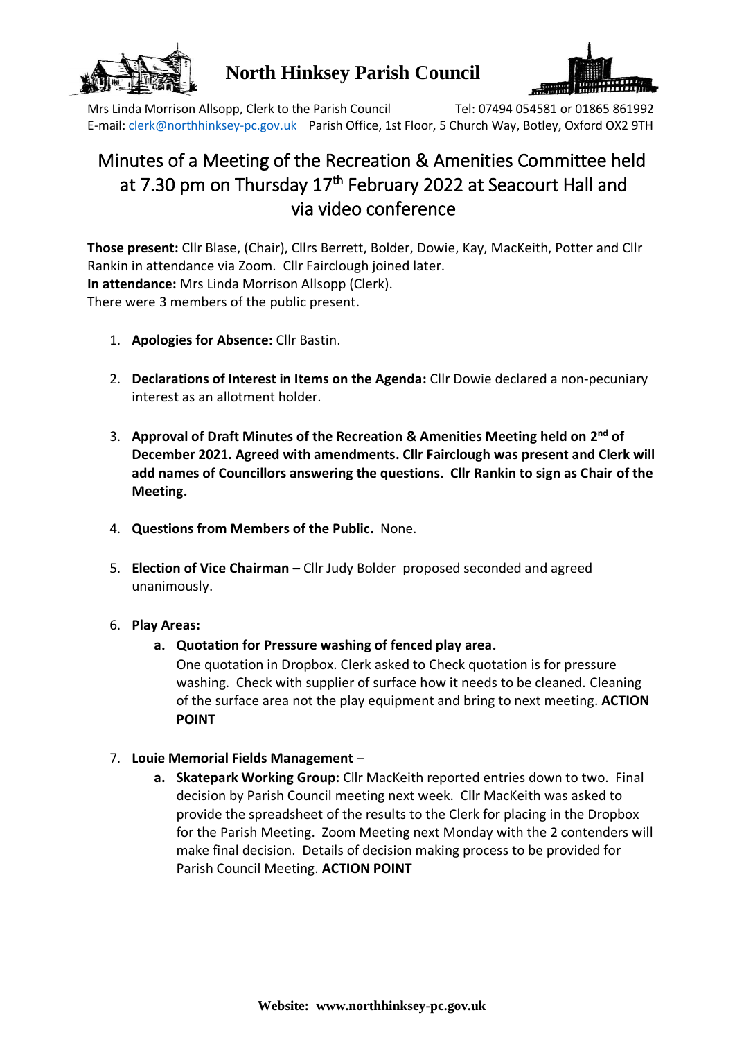# North Hinksey Parish Council

Mrs Linda Morrison Allsopp, Clerk to the Parish Council Tel: 07494 054581 or 01865 861992
E-mail: clerk@northhinksey-pc.gov.uk Parish Office, 1st Floor, 5 Church Way, Botley, Oxford OX2 9TH

## Minutes of a Meeting of the Recreation & Amenities Committee held at 7.30 pm on Thursday 17th February 2022 at Seacourt Hall and via video conference

**Those present:** Cllr Blase, (Chair), Cllrs Berrett, Bolder, Dowie, Kay, MacKeith, Potter and Cllr Rankin in attendance via Zoom. Cllr Fairclough joined later.
**In attendance:** Mrs Linda Morrison Allsopp (Clerk).
There were 3 members of the public present.

1. **Apologies for Absence:** Cllr Bastin.

2. **Declarations of Interest in Items on the Agenda:** Cllr Dowie declared a non-pecuniary interest as an allotment holder.

3. **Approval of Draft Minutes of the Recreation & Amenities Meeting held on 2nd of December 2021. Agreed with amendments. Cllr Fairclough was present and Clerk will add names of Councillors answering the questions. Cllr Rankin to sign as Chair of the Meeting.**

4. **Questions from Members of the Public.** None.

5. **Election of Vice Chairman –** Cllr Judy Bolder proposed seconded and agreed unanimously.

6. **Play Areas:**
   a. **Quotation for Pressure washing of fenced play area.**
   One quotation in Dropbox. Clerk asked to Check quotation is for pressure washing. Check with supplier of surface how it needs to be cleaned. Cleaning of the surface area not the play equipment and bring to next meeting. **ACTION POINT**

7. **Louie Memorial Fields Management** –
   a. **Skatepark Working Group:** Cllr MacKeith reported entries down to two. Final decision by Parish Council meeting next week. Cllr MacKeith was asked to provide the spreadsheet of the results to the Clerk for placing in the Dropbox for the Parish Meeting. Zoom Meeting next Monday with the 2 contenders will make final decision. Details of decision making process to be provided for Parish Council Meeting. **ACTION POINT**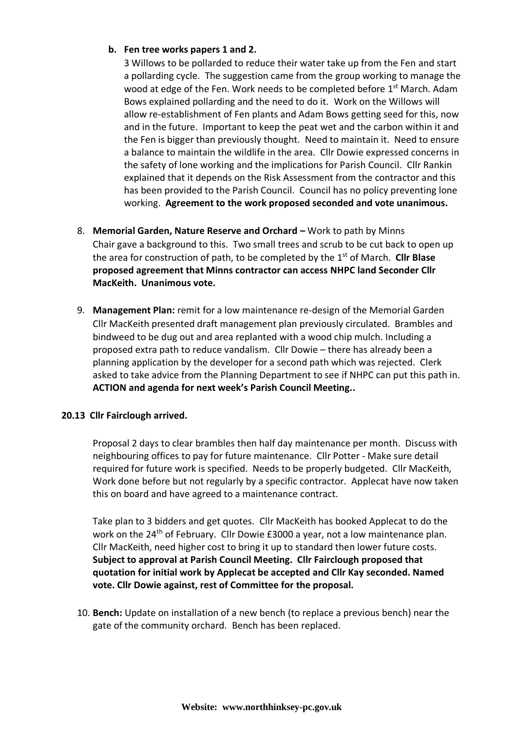**b. Fen tree works papers 1 and 2.**

3 Willows to be pollarded to reduce their water take up from the Fen and start a pollarding cycle. The suggestion came from the group working to manage the wood at edge of the Fen. Work needs to be completed before 1st March. Adam Bows explained pollarding and the need to do it. Work on the Willows will allow re-establishment of Fen plants and Adam Bows getting seed for this, now and in the future. Important to keep the peat wet and the carbon within it and the Fen is bigger than previously thought. Need to maintain it. Need to ensure a balance to maintain the wildlife in the area. Cllr Dowie expressed concerns in the safety of lone working and the implications for Parish Council. Cllr Rankin explained that it depends on the Risk Assessment from the contractor and this has been provided to the Parish Council. Council has no policy preventing lone working. **Agreement to the work proposed seconded and vote unanimous.**

8. **Memorial Garden, Nature Reserve and Orchard –** Work to path by Minns
   Chair gave a background to this. Two small trees and scrub to be cut back to open up the area for construction of path, to be completed by the 1st of March. **Cllr Blase proposed agreement that Minns contractor can access NHPC land Seconder Cllr MacKeith. Unanimous vote.**

9. **Management Plan:** remit for a low maintenance re-design of the Memorial Garden
   Cllr MacKeith presented draft management plan previously circulated. Brambles and bindweed to be dug out and area replanted with a wood chip mulch. Including a proposed extra path to reduce vandalism. Cllr Dowie – there has already been a planning application by the developer for a second path which was rejected. Clerk asked to take advice from the Planning Department to see if NHPC can put this path in. **ACTION and agenda for next week's Parish Council Meeting..**

**20.13 Cllr Fairclough arrived.**

Proposal 2 days to clear brambles then half day maintenance per month. Discuss with neighbouring offices to pay for future maintenance. Cllr Potter - Make sure detail required for future work is specified. Needs to be properly budgeted. Cllr MacKeith, Work done before but not regularly by a specific contractor. Applecat have now taken this on board and have agreed to a maintenance contract.

Take plan to 3 bidders and get quotes. Cllr MacKeith has booked Applecat to do the work on the 24th of February. Cllr Dowie £3000 a year, not a low maintenance plan. Cllr MacKeith, need higher cost to bring it up to standard then lower future costs. **Subject to approval at Parish Council Meeting. Cllr Fairclough proposed that quotation for initial work by Applecat be accepted and Cllr Kay seconded. Named vote. Cllr Dowie against, rest of Committee for the proposal.**

10. **Bench:** Update on installation of a new bench (to replace a previous bench) near the gate of the community orchard. Bench has been replaced.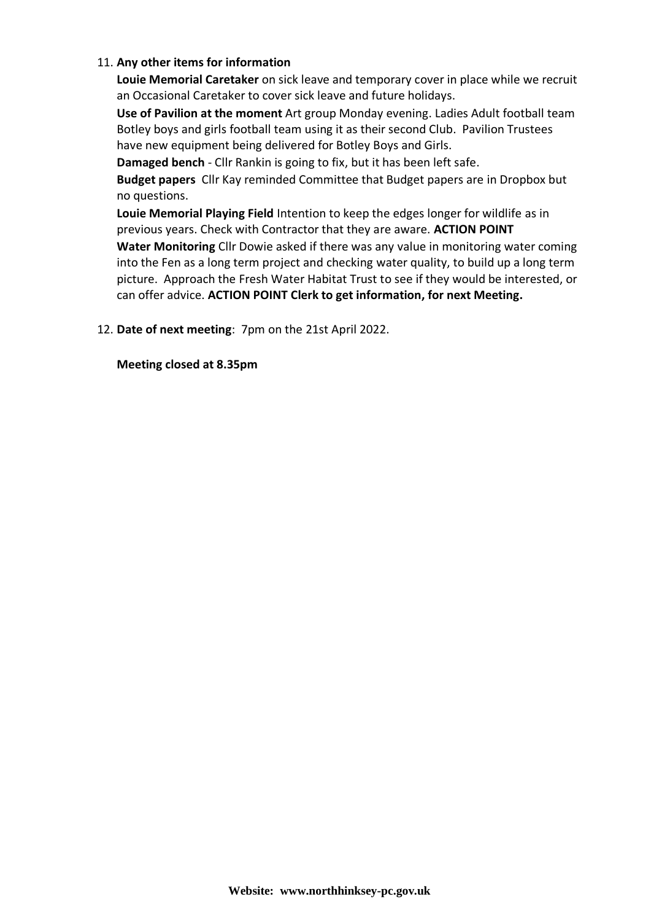11. **Any other items for information**

    **Louie Memorial Caretaker** on sick leave and temporary cover in place while we recruit an Occasional Caretaker to cover sick leave and future holidays.

    **Use of Pavilion at the moment** Art group Monday evening. Ladies Adult football team Botley boys and girls football team using it as their second Club. Pavilion Trustees have new equipment being delivered for Botley Boys and Girls.

    **Damaged bench** - Cllr Rankin is going to fix, but it has been left safe.

    **Budget papers** Cllr Kay reminded Committee that Budget papers are in Dropbox but no questions.

    **Louie Memorial Playing Field** Intention to keep the edges longer for wildlife as in previous years. Check with Contractor that they are aware. **ACTION POINT**

    **Water Monitoring** Cllr Dowie asked if there was any value in monitoring water coming into the Fen as a long term project and checking water quality, to build up a long term picture. Approach the Fresh Water Habitat Trust to see if they would be interested, or can offer advice. **ACTION POINT Clerk to get information, for next Meeting.**

12. **Date of next meeting**: 7pm on the 21st April 2022.

    **Meeting closed at 8.35pm**